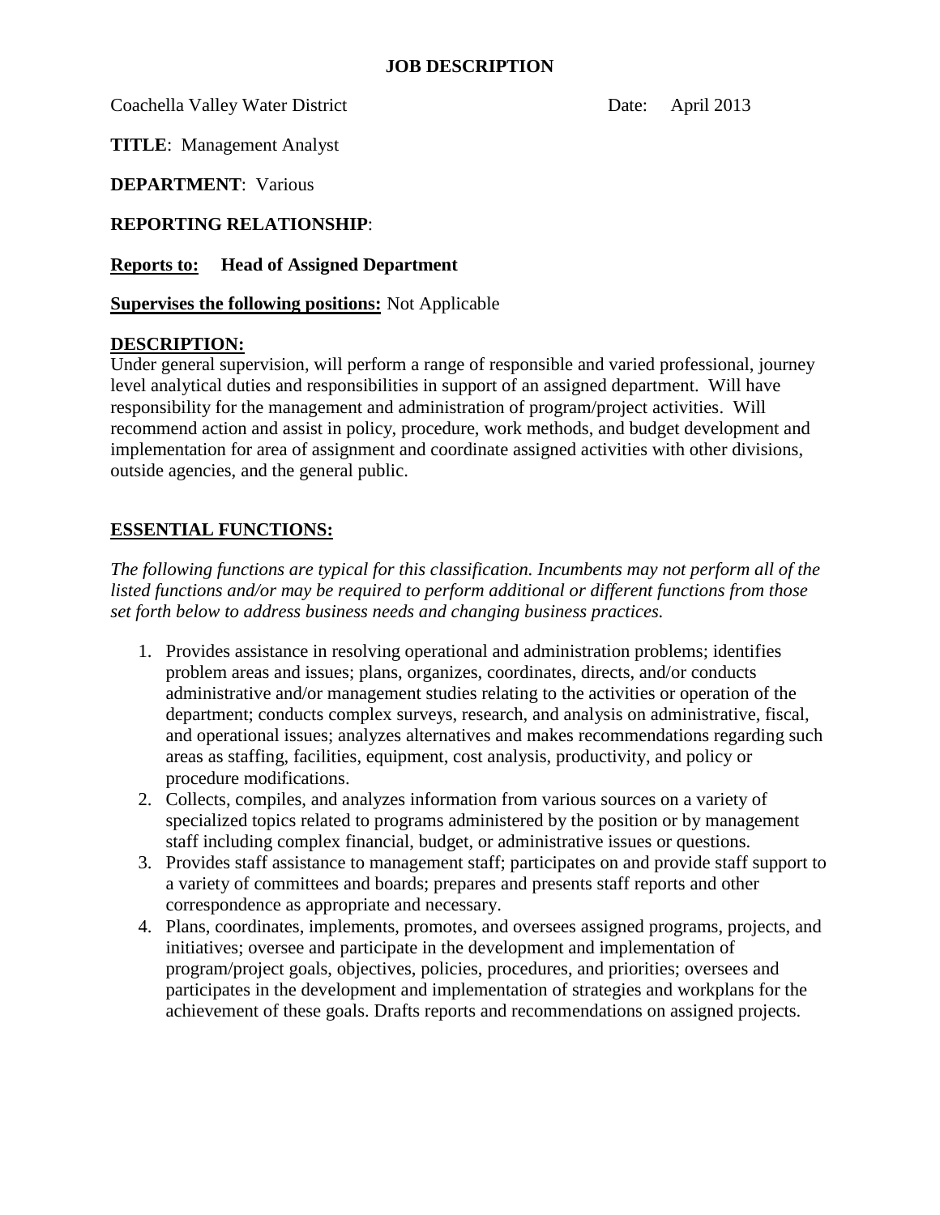# JOB DESCRIPTION

Coachella Valley Water District                                        Date:     April 2013

**TITLE**: Management Analyst

**DEPARTMENT**: Various

**REPORTING RELATIONSHIP**:

**Reports to:**     **Head of Assigned Department**

**Supervises the following positions:** Not Applicable

**DESCRIPTION:**

Under general supervision, will perform a range of responsible and varied professional, journey level analytical duties and responsibilities in support of an assigned department. Will have responsibility for the management and administration of program/project activities. Will recommend action and assist in policy, procedure, work methods, and budget development and implementation for area of assignment and coordinate assigned activities with other divisions, outside agencies, and the general public.

## ESSENTIAL FUNCTIONS:

*The following functions are typical for this classification. Incumbents may not perform all of the listed functions and/or may be required to perform additional or different functions from those set forth below to address business needs and changing business practices.*

1. Provides assistance in resolving operational and administration problems; identifies problem areas and issues; plans, organizes, coordinates, directs, and/or conducts administrative and/or management studies relating to the activities or operation of the department; conducts complex surveys, research, and analysis on administrative, fiscal, and operational issues; analyzes alternatives and makes recommendations regarding such areas as staffing, facilities, equipment, cost analysis, productivity, and policy or procedure modifications.
2. Collects, compiles, and analyzes information from various sources on a variety of specialized topics related to programs administered by the position or by management staff including complex financial, budget, or administrative issues or questions.
3. Provides staff assistance to management staff; participates on and provide staff support to a variety of committees and boards; prepares and presents staff reports and other correspondence as appropriate and necessary.
4. Plans, coordinates, implements, promotes, and oversees assigned programs, projects, and initiatives; oversee and participate in the development and implementation of program/project goals, objectives, policies, procedures, and priorities; oversees and participates in the development and implementation of strategies and workplans for the achievement of these goals. Drafts reports and recommendations on assigned projects.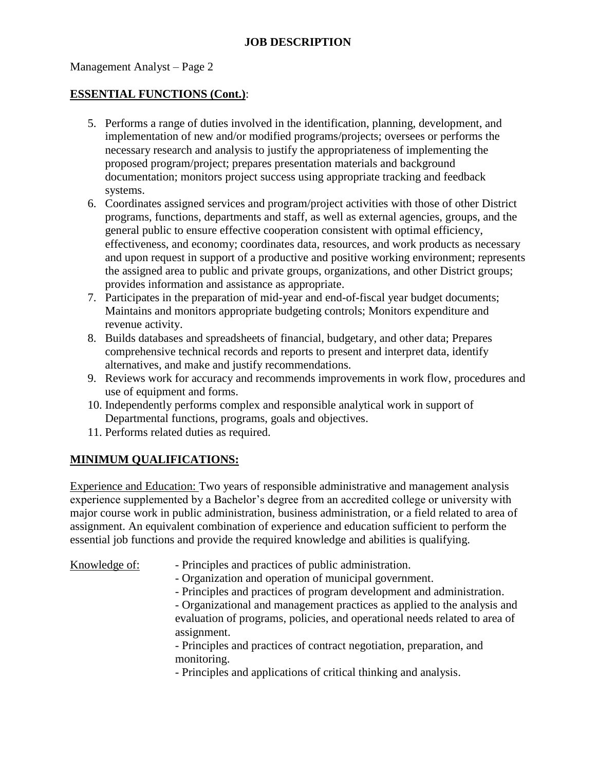**JOB DESCRIPTION**

Management Analyst – Page 2

**ESSENTIAL FUNCTIONS (Cont.)**:

5. Performs a range of duties involved in the identification, planning, development, and implementation of new and/or modified programs/projects; oversees or performs the necessary research and analysis to justify the appropriateness of implementing the proposed program/project; prepares presentation materials and background documentation; monitors project success using appropriate tracking and feedback systems.
6. Coordinates assigned services and program/project activities with those of other District programs, functions, departments and staff, as well as external agencies, groups, and the general public to ensure effective cooperation consistent with optimal efficiency, effectiveness, and economy; coordinates data, resources, and work products as necessary and upon request in support of a productive and positive working environment; represents the assigned area to public and private groups, organizations, and other District groups; provides information and assistance as appropriate.
7. Participates in the preparation of mid-year and end-of-fiscal year budget documents; Maintains and monitors appropriate budgeting controls; Monitors expenditure and revenue activity.
8. Builds databases and spreadsheets of financial, budgetary, and other data; Prepares comprehensive technical records and reports to present and interpret data, identify alternatives, and make and justify recommendations.
9. Reviews work for accuracy and recommends improvements in work flow, procedures and use of equipment and forms.
10. Independently performs complex and responsible analytical work in support of Departmental functions, programs, goals and objectives.
11. Performs related duties as required.

**MINIMUM QUALIFICATIONS:**

Experience and Education: Two years of responsible administrative and management analysis experience supplemented by a Bachelor's degree from an accredited college or university with major course work in public administration, business administration, or a field related to area of assignment. An equivalent combination of experience and education sufficient to perform the essential job functions and provide the required knowledge and abilities is qualifying.

Knowledge of:

- Principles and practices of public administration.
- Organization and operation of municipal government.
- Principles and practices of program development and administration.
- Organizational and management practices as applied to the analysis and evaluation of programs, policies, and operational needs related to area of assignment.
- Principles and practices of contract negotiation, preparation, and monitoring.
- Principles and applications of critical thinking and analysis.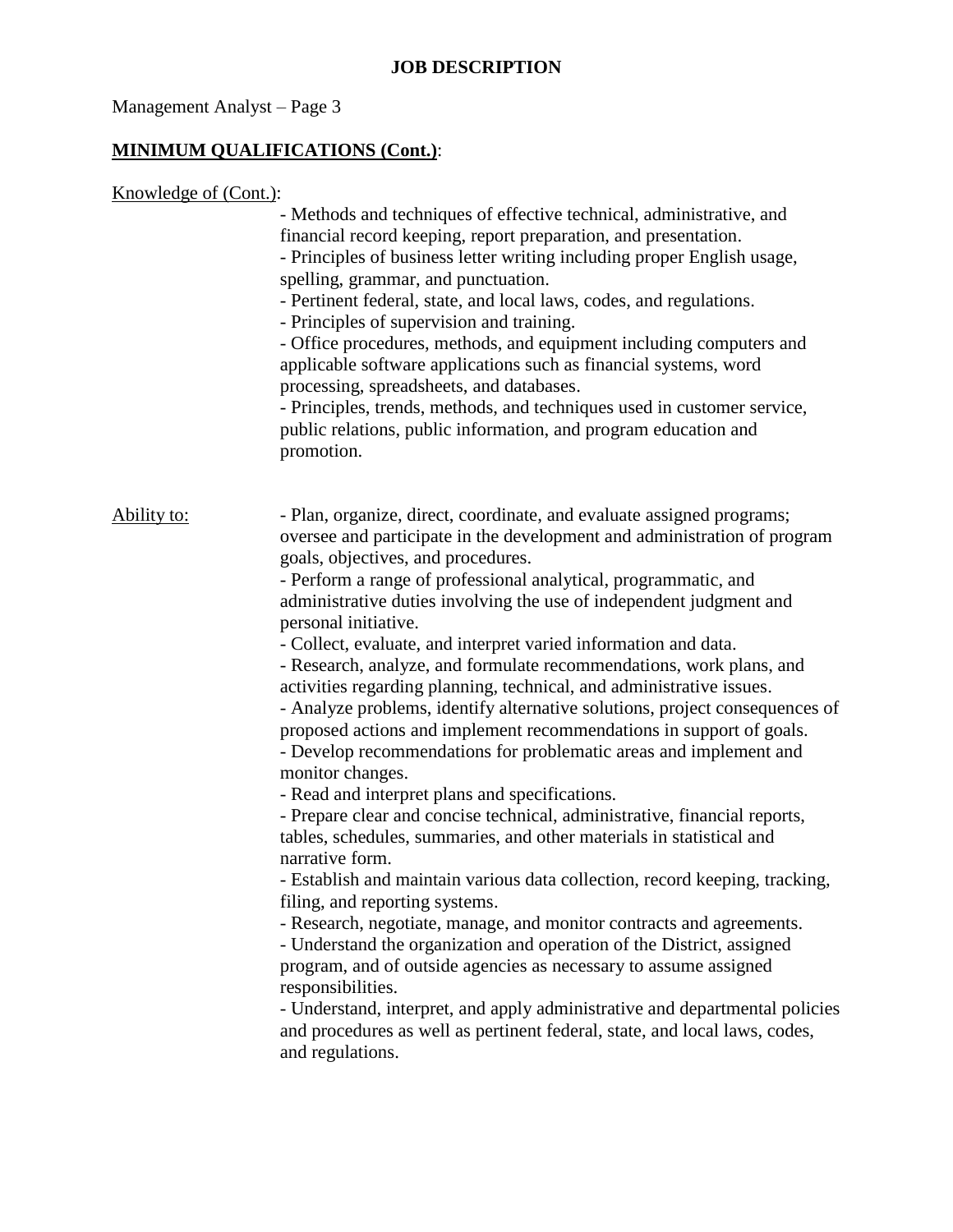**JOB DESCRIPTION**

Management Analyst – Page 3

**MINIMUM QUALIFICATIONS (Cont.)**:

Knowledge of (Cont.):

- Methods and techniques of effective technical, administrative, and financial record keeping, report preparation, and presentation.
- Principles of business letter writing including proper English usage, spelling, grammar, and punctuation.
- Pertinent federal, state, and local laws, codes, and regulations.
- Principles of supervision and training.
- Office procedures, methods, and equipment including computers and applicable software applications such as financial systems, word processing, spreadsheets, and databases.
- Principles, trends, methods, and techniques used in customer service, public relations, public information, and program education and promotion.

Ability to:

- Plan, organize, direct, coordinate, and evaluate assigned programs; oversee and participate in the development and administration of program goals, objectives, and procedures.
- Perform a range of professional analytical, programmatic, and administrative duties involving the use of independent judgment and personal initiative.
- Collect, evaluate, and interpret varied information and data.
- Research, analyze, and formulate recommendations, work plans, and activities regarding planning, technical, and administrative issues.
- Analyze problems, identify alternative solutions, project consequences of proposed actions and implement recommendations in support of goals.
- Develop recommendations for problematic areas and implement and monitor changes.
- Read and interpret plans and specifications.
- Prepare clear and concise technical, administrative, financial reports, tables, schedules, summaries, and other materials in statistical and narrative form.
- Establish and maintain various data collection, record keeping, tracking, filing, and reporting systems.
- Research, negotiate, manage, and monitor contracts and agreements.
- Understand the organization and operation of the District, assigned program, and of outside agencies as necessary to assume assigned responsibilities.
- Understand, interpret, and apply administrative and departmental policies and procedures as well as pertinent federal, state, and local laws, codes, and regulations.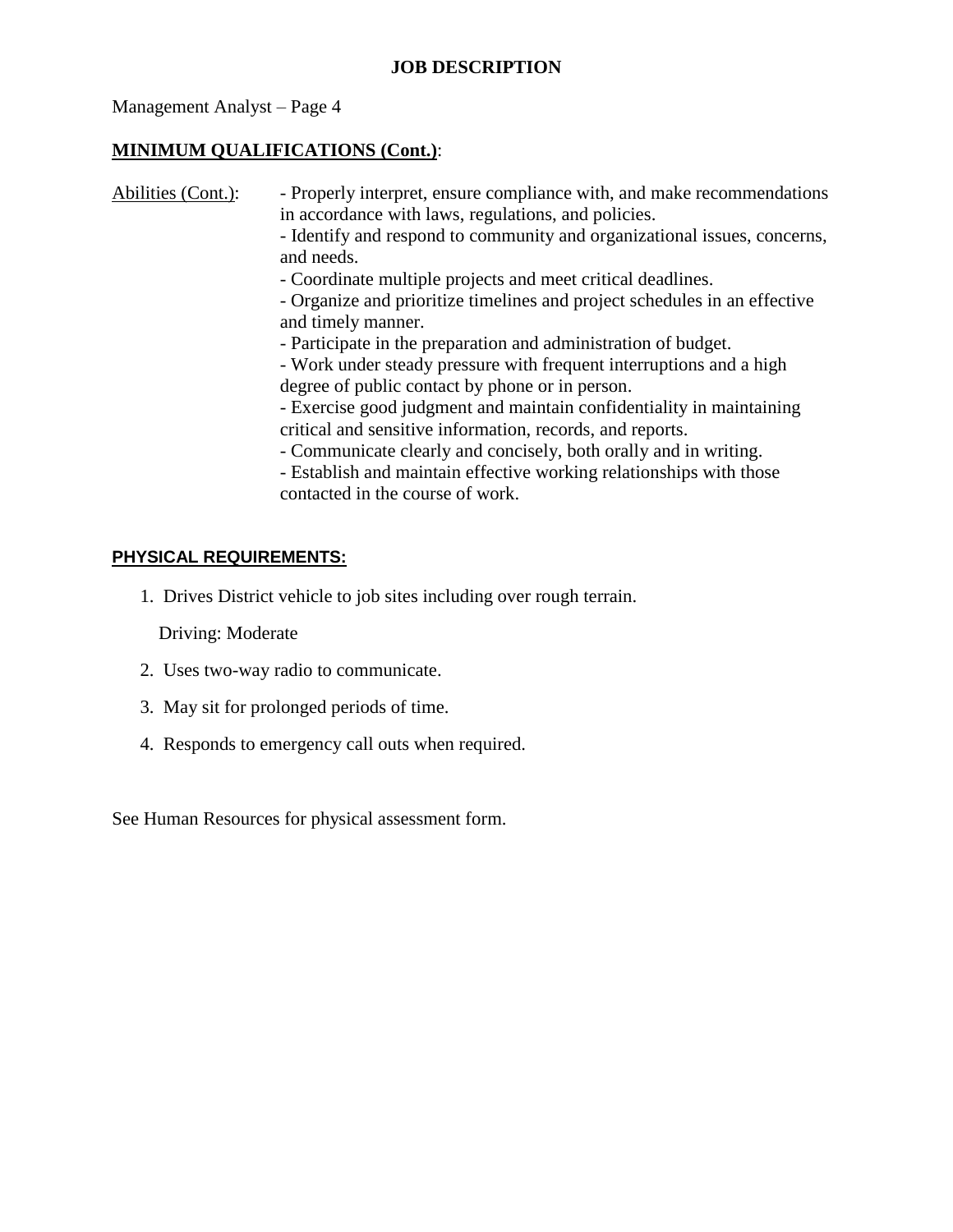**JOB DESCRIPTION**

Management Analyst – Page 4

**MINIMUM QUALIFICATIONS (Cont.)**:

Abilities (Cont.):

- Properly interpret, ensure compliance with, and make recommendations in accordance with laws, regulations, and policies.
- Identify and respond to community and organizational issues, concerns, and needs.
- Coordinate multiple projects and meet critical deadlines.
- Organize and prioritize timelines and project schedules in an effective and timely manner.
- Participate in the preparation and administration of budget.
- Work under steady pressure with frequent interruptions and a high degree of public contact by phone or in person.
- Exercise good judgment and maintain confidentiality in maintaining critical and sensitive information, records, and reports.
- Communicate clearly and concisely, both orally and in writing.
- Establish and maintain effective working relationships with those contacted in the course of work.

**PHYSICAL REQUIREMENTS:**

1. Drives District vehicle to job sites including over rough terrain.

   Driving: Moderate

2. Uses two-way radio to communicate.
3. May sit for prolonged periods of time.
4. Responds to emergency call outs when required.

See Human Resources for physical assessment form.